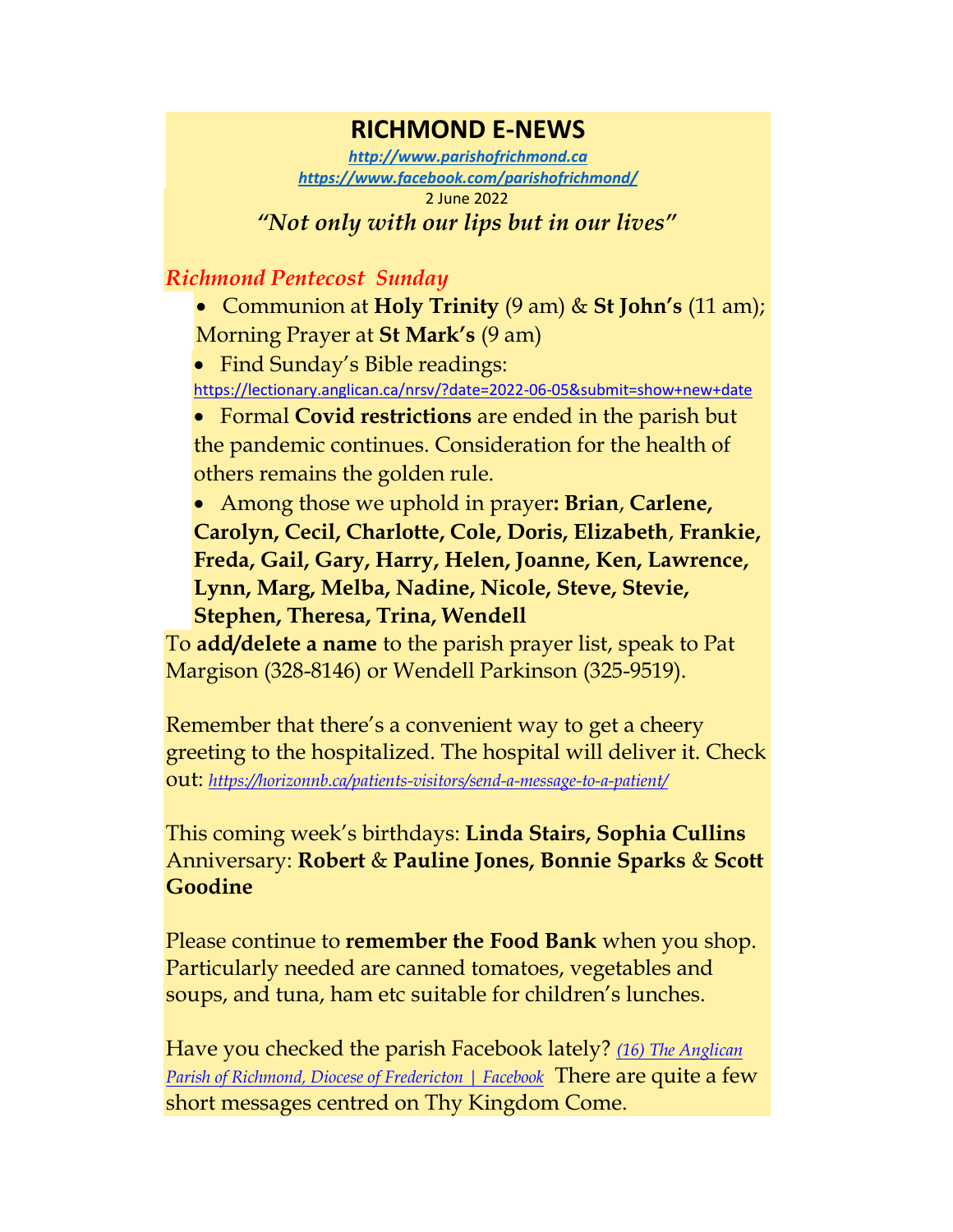# RICHMOND E-NEWS

*http://www.parishofrichmond.ca*
*https://www.facebook.com/parishofrichmond/*
2 June 2022

*"Not only with our lips but in our lives"*

## *Richmond Pentecost Sunday*

- Communion at **Holy Trinity** (9 am) & **St John's** (11 am); Morning Prayer at **St Mark's** (9 am)
- Find Sunday's Bible readings: https://lectionary.anglican.ca/nrsv/?date=2022-06-05&submit=show+new+date
- Formal **Covid restrictions** are ended in the parish but the pandemic continues. Consideration for the health of others remains the golden rule.
- Among those we uphold in prayer**: Brian**, **Carlene, Carolyn, Cecil, Charlotte, Cole, Doris, Elizabeth**, **Frankie, Freda, Gail, Gary, Harry, Helen, Joanne, Ken, Lawrence, Lynn, Marg, Melba, Nadine, Nicole, Steve, Stevie, Stephen, Theresa, Trina, Wendell**

To **add/delete a name** to the parish prayer list, speak to Pat Margison (328-8146) or Wendell Parkinson (325-9519).

Remember that there's a convenient way to get a cheery greeting to the hospitalized. The hospital will deliver it. Check out: *https://horizonnb.ca/patients-visitors/send-a-message-to-a-patient/*

This coming week's birthdays: **Linda Stairs, Sophia Cullins**
Anniversary: **Robert** & **Pauline Jones, Bonnie Sparks** & **Scott Goodine**

Please continue to **remember the Food Bank** when you shop. Particularly needed are canned tomatoes, vegetables and soups, and tuna, ham etc suitable for children's lunches.

Have you checked the parish Facebook lately? *(16) The Anglican Parish of Richmond, Diocese of Fredericton | Facebook* There are quite a few short messages centred on Thy Kingdom Come.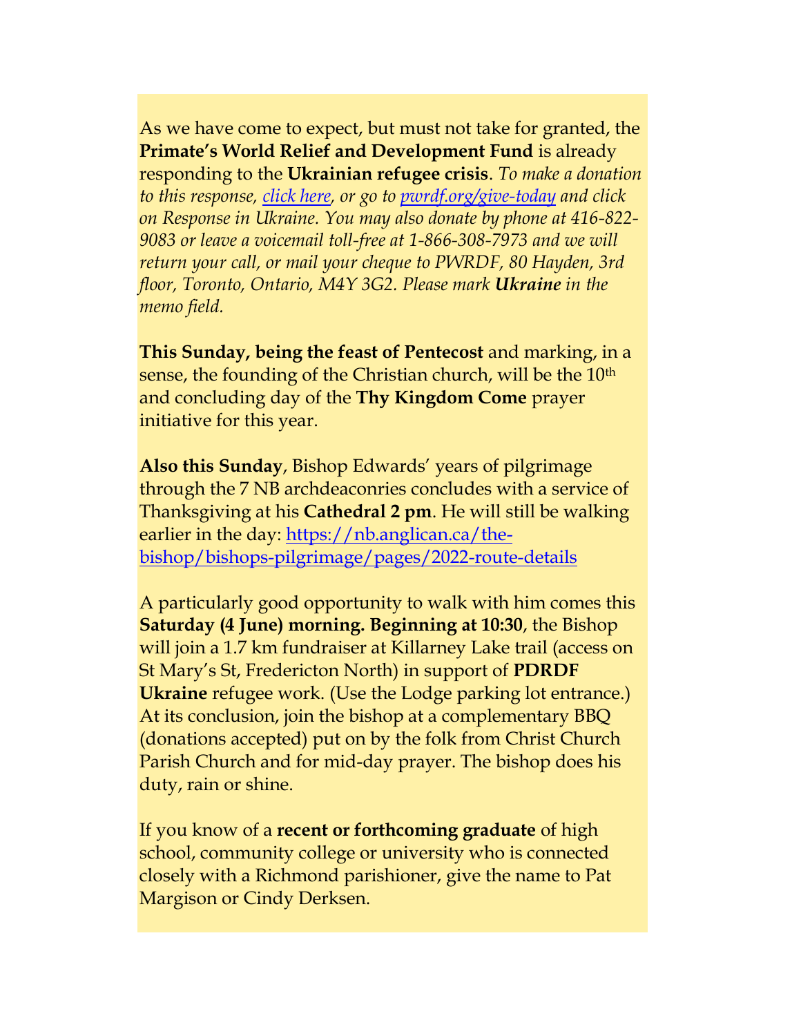As we have come to expect, but must not take for granted, the **Primate's World Relief and Development Fund** is already responding to the **Ukrainian refugee crisis**. *To make a donation to this response, [click here](), or go to [pwrdf.org/give-today]() and click on Response in Ukraine. You may also donate by phone at 416-822-9083 or leave a voicemail toll-free at 1-866-308-7973 and we will return your call, or mail your cheque to PWRDF, 80 Hayden, 3rd floor, Toronto, Ontario, M4Y 3G2. Please mark **Ukraine** in the memo field.*

**This Sunday, being the feast of Pentecost** and marking, in a sense, the founding of the Christian church, will be the 10th and concluding day of the **Thy Kingdom Come** prayer initiative for this year.

**Also this Sunday**, Bishop Edwards' years of pilgrimage through the 7 NB archdeaconries concludes with a service of Thanksgiving at his **Cathedral 2 pm**. He will still be walking earlier in the day: [https://nb.anglican.ca/the-bishop/bishops-pilgrimage/pages/2022-route-details](https://nb.anglican.ca/the-bishop/bishops-pilgrimage/pages/2022-route-details)

A particularly good opportunity to walk with him comes this **Saturday (4 June) morning. Beginning at 10:30**, the Bishop will join a 1.7 km fundraiser at Killarney Lake trail (access on St Mary's St, Fredericton North) in support of **PDRDF Ukraine** refugee work. (Use the Lodge parking lot entrance.) At its conclusion, join the bishop at a complementary BBQ (donations accepted) put on by the folk from Christ Church Parish Church and for mid-day prayer. The bishop does his duty, rain or shine.

If you know of a **recent or forthcoming graduate** of high school, community college or university who is connected closely with a Richmond parishioner, give the name to Pat Margison or Cindy Derksen.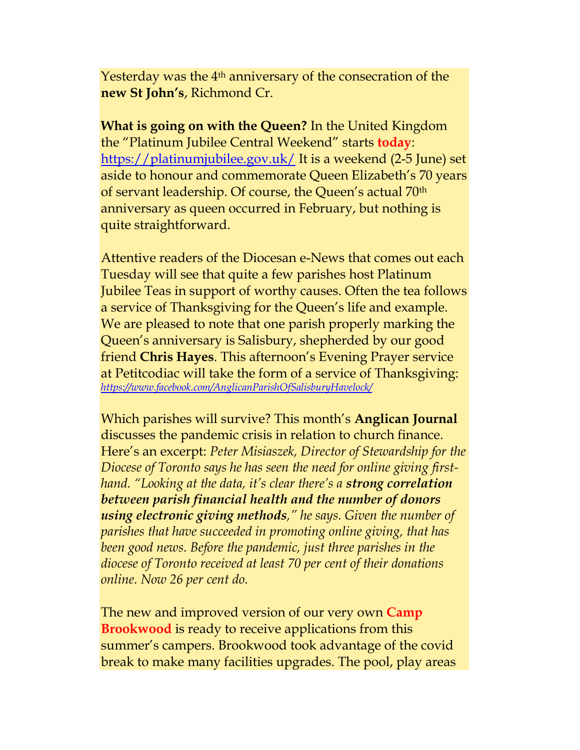Yesterday was the 4th anniversary of the consecration of the **new St John's**, Richmond Cr.

**What is going on with the Queen?** In the United Kingdom the "Platinum Jubilee Central Weekend" starts **today**: https://platinumjubilee.gov.uk/ It is a weekend (2-5 June) set aside to honour and commemorate Queen Elizabeth's 70 years of servant leadership. Of course, the Queen's actual 70th anniversary as queen occurred in February, but nothing is quite straightforward.

Attentive readers of the Diocesan e-News that comes out each Tuesday will see that quite a few parishes host Platinum Jubilee Teas in support of worthy causes. Often the tea follows a service of Thanksgiving for the Queen's life and example. We are pleased to note that one parish properly marking the Queen's anniversary is Salisbury, shepherded by our good friend **Chris Hayes**. This afternoon's Evening Prayer service at Petitcodiac will take the form of a service of Thanksgiving: *https://www.facebook.com/AnglicanParishOfSalisburyHavelock/*

Which parishes will survive? This month's **Anglican Journal** discusses the pandemic crisis in relation to church finance. Here's an excerpt: *Peter Misiaszek, Director of Stewardship for the Diocese of Toronto says he has seen the need for online giving first-hand. "Looking at the data, it's clear there's a **strong correlation between parish financial health and the number of donors using electronic giving methods**," he says. Given the number of parishes that have succeeded in promoting online giving, that has been good news. Before the pandemic, just three parishes in the diocese of Toronto received at least 70 per cent of their donations online. Now 26 per cent do.*

The new and improved version of our very own **Camp Brookwood** is ready to receive applications from this summer's campers. Brookwood took advantage of the covid break to make many facilities upgrades. The pool, play areas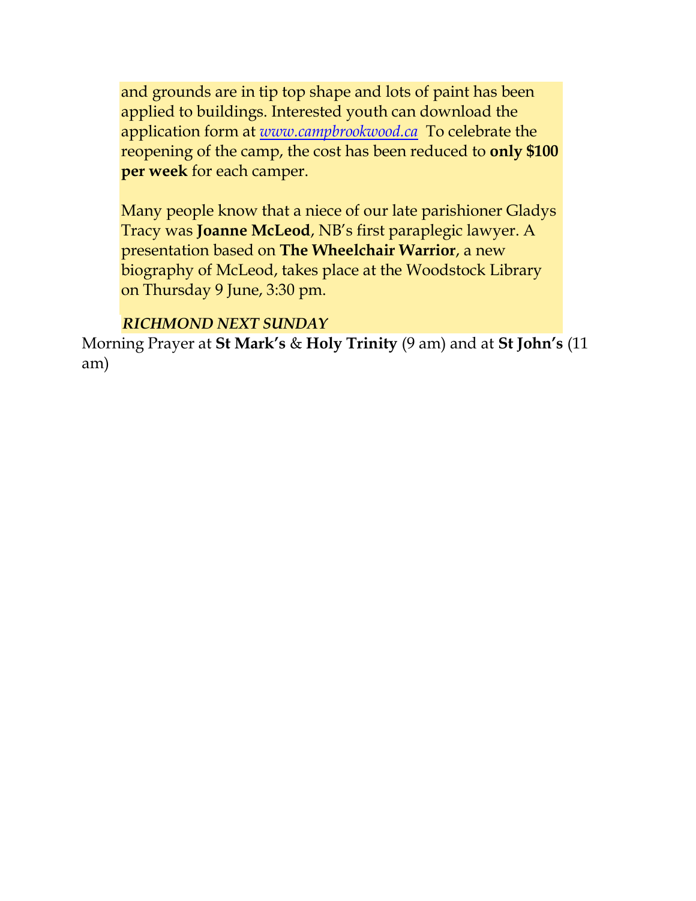and grounds are in tip top shape and lots of paint has been applied to buildings. Interested youth can download the application form at [www.campbrookwood.ca](http://www.campbrookwood.ca) To celebrate the reopening of the camp, the cost has been reduced to **only $100 per week** for each camper.

Many people know that a niece of our late parishioner Gladys Tracy was **Joanne McLeod**, NB's first paraplegic lawyer. A presentation based on **The Wheelchair Warrior**, a new biography of McLeod, takes place at the Woodstock Library on Thursday 9 June, 3:30 pm.

***RICHMOND NEXT SUNDAY***

Morning Prayer at **St Mark's** & **Holy Trinity** (9 am) and at **St John's** (11 am)